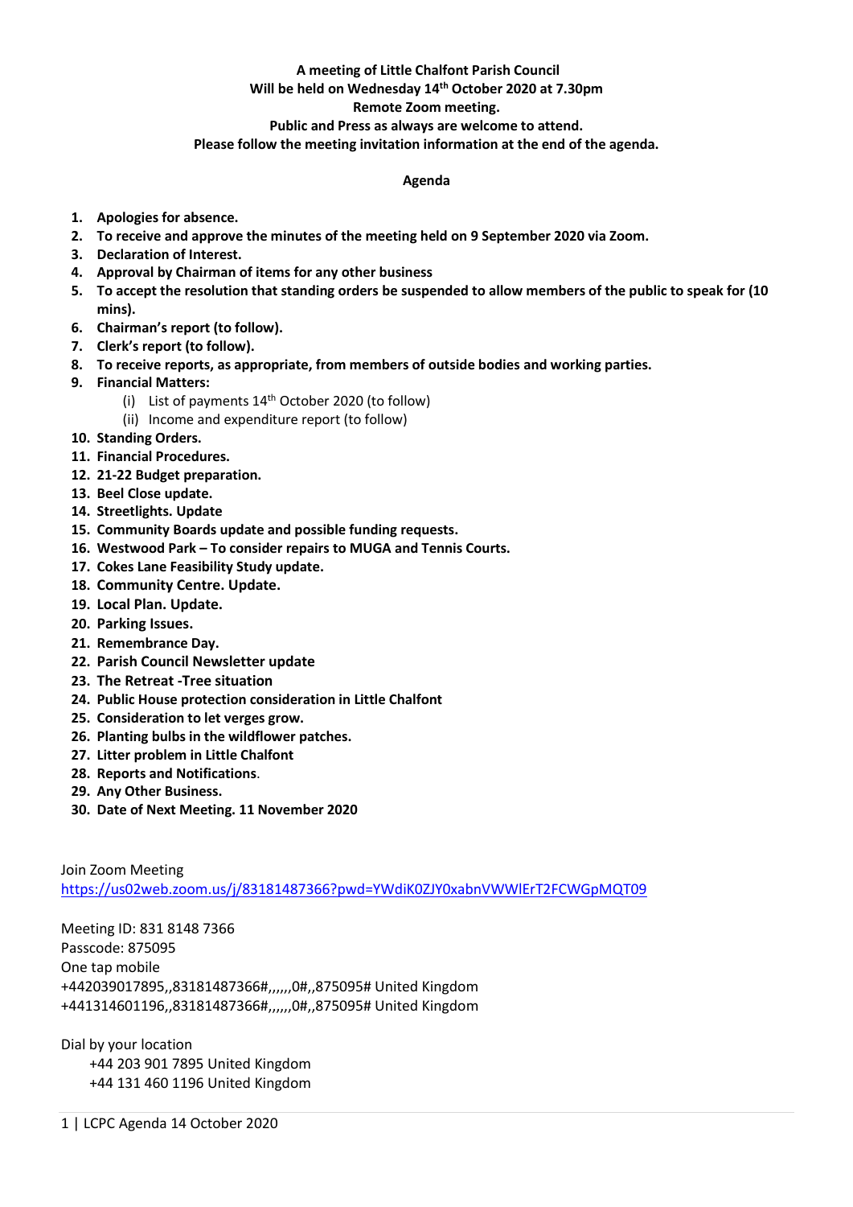**A meeting of Little Chalfont Parish Council**
**Will be held on Wednesday 14th October 2020 at 7.30pm**
**Remote Zoom meeting.**
**Public and Press as always are welcome to attend.**
**Please follow the meeting invitation information at the end of the agenda.**

**Agenda**

1. **Apologies for absence.**
2. **To receive and approve the minutes of the meeting held on 9 September 2020 via Zoom.**
3. **Declaration of Interest.**
4. **Approval by Chairman of items for any other business**
5. **To accept the resolution that standing orders be suspended to allow members of the public to speak for (10 mins).**
6. **Chairman's report (to follow).**
7. **Clerk's report (to follow).**
8. **To receive reports, as appropriate, from members of outside bodies and working parties.**
9. **Financial Matters:**
   (i) List of payments 14th October 2020 (to follow)
   (ii) Income and expenditure report (to follow)
10. **Standing Orders.**
11. **Financial Procedures.**
12. **21-22 Budget preparation.**
13. **Beel Close update.**
14. **Streetlights. Update**
15. **Community Boards update and possible funding requests.**
16. **Westwood Park – To consider repairs to MUGA and Tennis Courts.**
17. **Cokes Lane Feasibility Study update.**
18. **Community Centre. Update.**
19. **Local Plan. Update.**
20. **Parking Issues.**
21. **Remembrance Day.**
22. **Parish Council Newsletter update**
23. **The Retreat -Tree situation**
24. **Public House protection consideration in Little Chalfont**
25. **Consideration to let verges grow.**
26. **Planting bulbs in the wildflower patches.**
27. **Litter problem in Little Chalfont**
28. **Reports and Notifications**.
29. **Any Other Business.**
30. **Date of Next Meeting. 11 November 2020**

Join Zoom Meeting
https://us02web.zoom.us/j/83181487366?pwd=YWdiK0ZJY0xabnVWWlErT2FCWGpMQT09

Meeting ID: 831 8148 7366
Passcode: 875095
One tap mobile
+442039017895,,83181487366#,,,,,,0#,,875095# United Kingdom
+441314601196,,83181487366#,,,,,,0#,,875095# United Kingdom

Dial by your location
+44 203 901 7895 United Kingdom
+44 131 460 1196 United Kingdom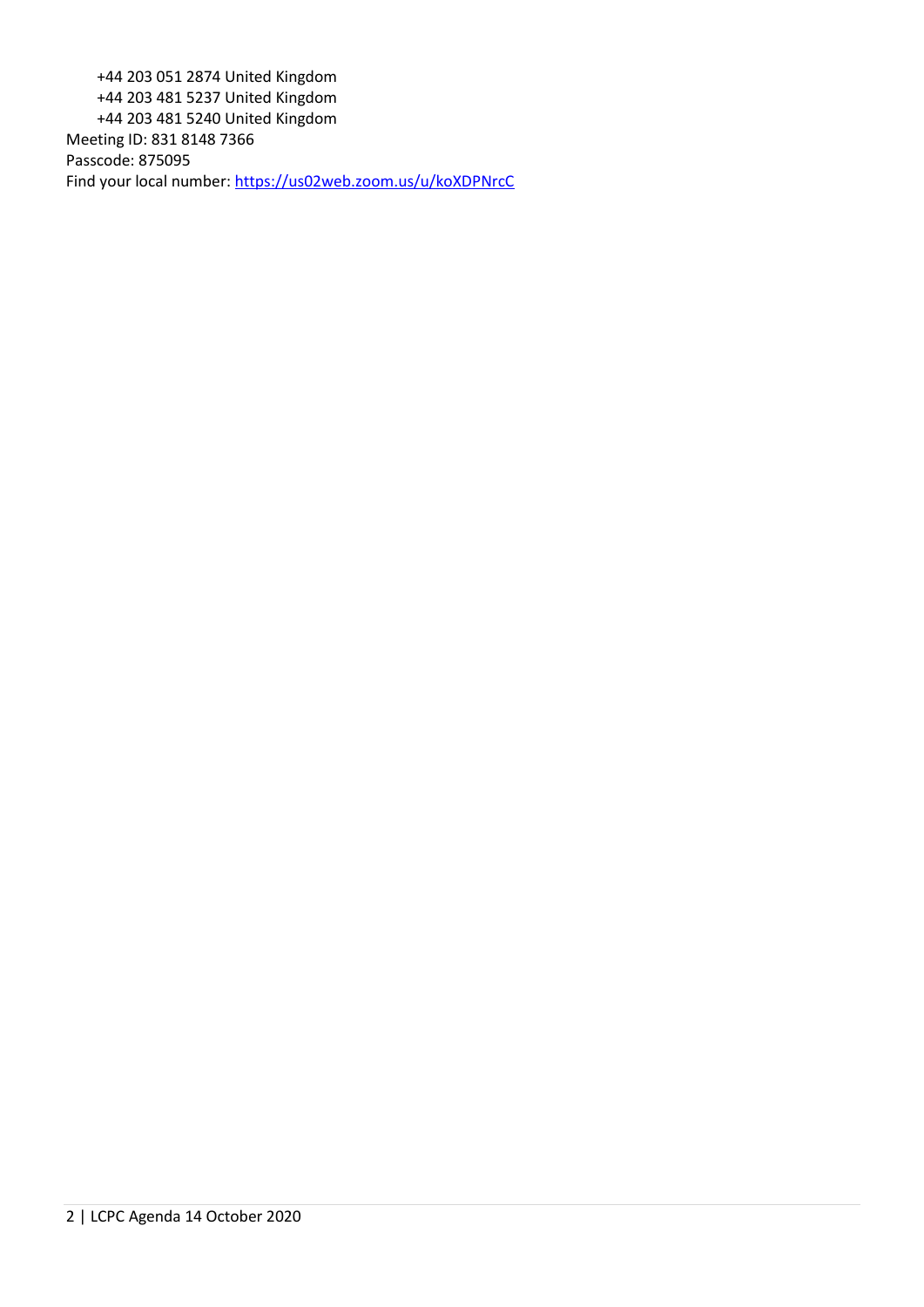+44 203 051 2874 United Kingdom
+44 203 481 5237 United Kingdom
+44 203 481 5240 United Kingdom

Meeting ID: 831 8148 7366
Passcode: 875095
Find your local number: https://us02web.zoom.us/u/koXDPNrcC